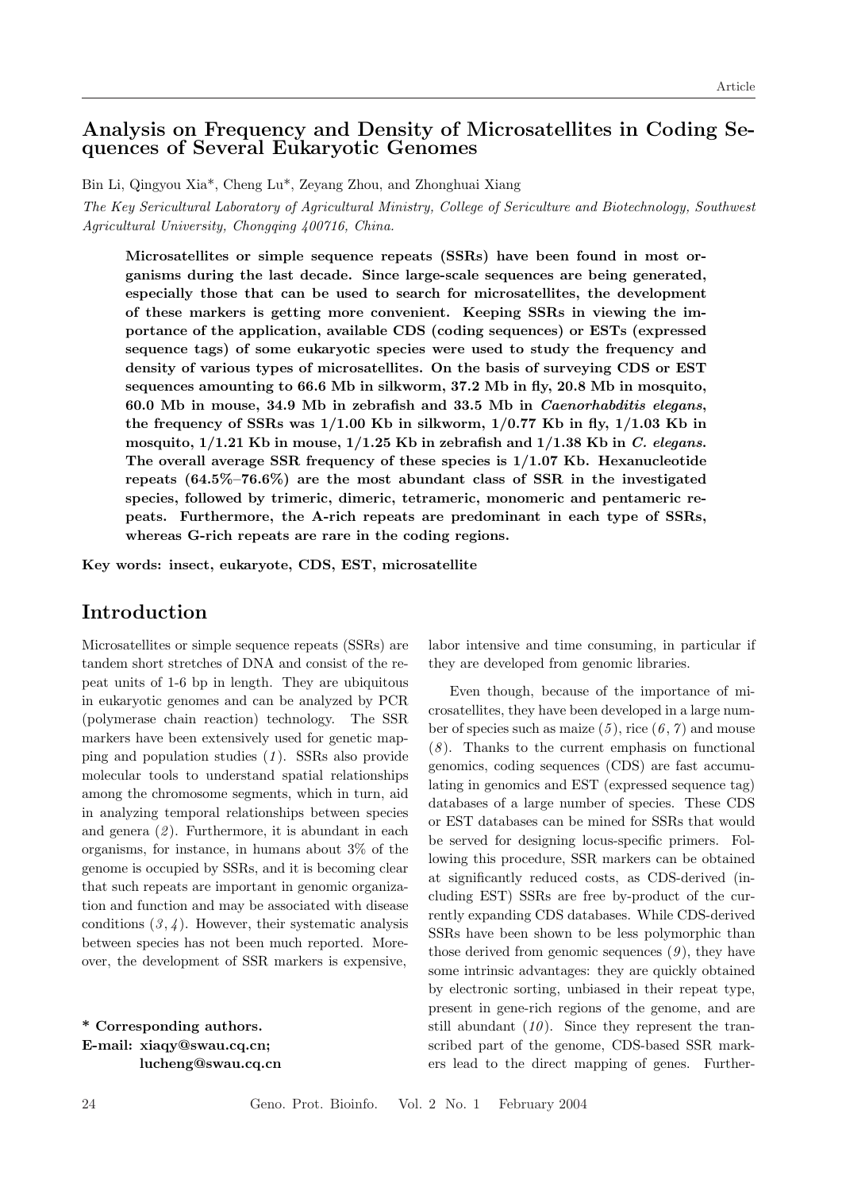# Analysis on Frequency and Density of Microsatellites in Coding Sequences of Several Eukaryotic Genomes

Bin Li, Qingyou Xia*, Cheng Lu*, Zeyang Zhou, and Zhonghuai Xiang

*The Key Sericultural Laboratory of Agricultural Ministry, College of Sericulture and Biotechnology, Southwest Agricultural University, Chongqing 400716, China.*

**Microsatellites or simple sequence repeats (SSRs) have been found in most organisms during the last decade. Since large-scale sequences are being generated, especially those that can be used to search for microsatellites, the development of these markers is getting more convenient. Keeping SSRs in viewing the importance of the application, available CDS (coding sequences) or ESTs (expressed sequence tags) of some eukaryotic species were used to study the frequency and density of various types of microsatellites. On the basis of surveying CDS or EST sequences amounting to 66.6 Mb in silkworm, 37.2 Mb in fly, 20.8 Mb in mosquito, 60.0 Mb in mouse, 34.9 Mb in zebrafish and 33.5 Mb in *Caenorhabditis elegans*, the frequency of SSRs was 1/1.00 Kb in silkworm, 1/0.77 Kb in fly, 1/1.03 Kb in mosquito, 1/1.21 Kb in mouse, 1/1.25 Kb in zebrafish and 1/1.38 Kb in *C. elegans*. The overall average SSR frequency of these species is 1/1.07 Kb. Hexanucleotide repeats (64.5%–76.6%) are the most abundant class of SSR in the investigated species, followed by trimeric, dimeric, tetrameric, monomeric and pentameric repeats. Furthermore, the A-rich repeats are predominant in each type of SSRs, whereas G-rich repeats are rare in the coding regions.**

**Key words: insect, eukaryote, CDS, EST, microsatellite**

## Introduction

Microsatellites or simple sequence repeats (SSRs) are tandem short stretches of DNA and consist of the repeat units of 1-6 bp in length. They are ubiquitous in eukaryotic genomes and can be analyzed by PCR (polymerase chain reaction) technology. The SSR markers have been extensively used for genetic mapping and population studies (*1*). SSRs also provide molecular tools to understand spatial relationships among the chromosome segments, which in turn, aid in analyzing temporal relationships between species and genera (*2*). Furthermore, it is abundant in each organisms, for instance, in humans about 3% of the genome is occupied by SSRs, and it is becoming clear that such repeats are important in genomic organization and function and may be associated with disease conditions (*3*, *4*). However, their systematic analysis between species has not been much reported. Moreover, the development of SSR markers is expensive, labor intensive and time consuming, in particular if they are developed from genomic libraries.

Even though, because of the importance of microsatellites, they have been developed in a large number of species such as maize (*5*), rice (*6*, *7*) and mouse (*8*). Thanks to the current emphasis on functional genomics, coding sequences (CDS) are fast accumulating in genomics and EST (expressed sequence tag) databases of a large number of species. These CDS or EST databases can be mined for SSRs that would be served for designing locus-specific primers. Following this procedure, SSR markers can be obtained at significantly reduced costs, as CDS-derived (including EST) SSRs are free by-product of the currently expanding CDS databases. While CDS-derived SSRs have been shown to be less polymorphic than those derived from genomic sequences (*9*), they have some intrinsic advantages: they are quickly obtained by electronic sorting, unbiased in their repeat type, present in gene-rich regions of the genome, and are still abundant (*10*). Since they represent the transcribed part of the genome, CDS-based SSR markers lead to the direct mapping of genes. Further-

**\* Corresponding authors.**
**E-mail: xiaqy@swau.cq.cn; lucheng@swau.cq.cn**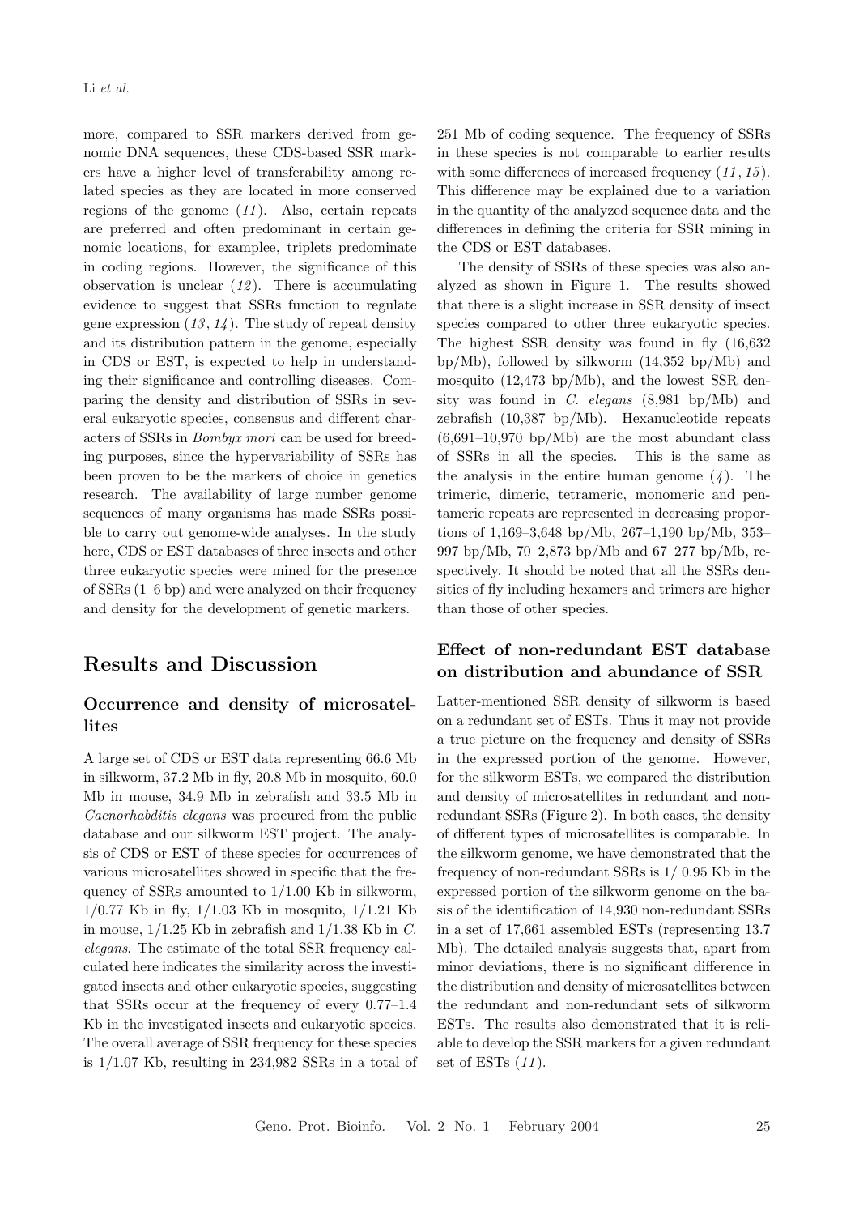more, compared to SSR markers derived from genomic DNA sequences, these CDS-based SSR markers have a higher level of transferability among related species as they are located in more conserved regions of the genome (*11*). Also, certain repeats are preferred and often predominant in certain genomic locations, for examplee, triplets predominate in coding regions. However, the significance of this observation is unclear (*12*). There is accumulating evidence to suggest that SSRs function to regulate gene expression (*13*, *14*). The study of repeat density and its distribution pattern in the genome, especially in CDS or EST, is expected to help in understanding their significance and controlling diseases. Comparing the density and distribution of SSRs in several eukaryotic species, consensus and different characters of SSRs in *Bombyx mori* can be used for breeding purposes, since the hypervariability of SSRs has been proven to be the markers of choice in genetics research. The availability of large number genome sequences of many organisms has made SSRs possible to carry out genome-wide analyses. In the study here, CDS or EST databases of three insects and other three eukaryotic species were mined for the presence of SSRs (1–6 bp) and were analyzed on their frequency and density for the development of genetic markers.

## Results and Discussion

### Occurrence and density of microsatellites

A large set of CDS or EST data representing 66.6 Mb in silkworm, 37.2 Mb in fly, 20.8 Mb in mosquito, 60.0 Mb in mouse, 34.9 Mb in zebrafish and 33.5 Mb in *Caenorhabditis elegans* was procured from the public database and our silkworm EST project. The analysis of CDS or EST of these species for occurrences of various microsatellites showed in specific that the frequency of SSRs amounted to 1/1.00 Kb in silkworm, 1/0.77 Kb in fly, 1/1.03 Kb in mosquito, 1/1.21 Kb in mouse, 1/1.25 Kb in zebrafish and 1/1.38 Kb in *C. elegans*. The estimate of the total SSR frequency calculated here indicates the similarity across the investigated insects and other eukaryotic species, suggesting that SSRs occur at the frequency of every 0.77–1.4 Kb in the investigated insects and eukaryotic species. The overall average of SSR frequency for these species is 1/1.07 Kb, resulting in 234,982 SSRs in a total of 251 Mb of coding sequence. The frequency of SSRs in these species is not comparable to earlier results with some differences of increased frequency (*11*, *15*). This difference may be explained due to a variation in the quantity of the analyzed sequence data and the differences in defining the criteria for SSR mining in the CDS or EST databases.

The density of SSRs of these species was also analyzed as shown in Figure 1. The results showed that there is a slight increase in SSR density of insect species compared to other three eukaryotic species. The highest SSR density was found in fly (16,632 bp/Mb), followed by silkworm (14,352 bp/Mb) and mosquito (12,473 bp/Mb), and the lowest SSR density was found in *C. elegans* (8,981 bp/Mb) and zebrafish (10,387 bp/Mb). Hexanucleotide repeats (6,691–10,970 bp/Mb) are the most abundant class of SSRs in all the species. This is the same as the analysis in the entire human genome (*4*). The trimeric, dimeric, tetrameric, monomeric and pentameric repeats are represented in decreasing proportions of 1,169–3,648 bp/Mb, 267–1,190 bp/Mb, 353–997 bp/Mb, 70–2,873 bp/Mb and 67–277 bp/Mb, respectively. It should be noted that all the SSRs densities of fly including hexamers and trimers are higher than those of other species.

### Effect of non-redundant EST database on distribution and abundance of SSR

Latter-mentioned SSR density of silkworm is based on a redundant set of ESTs. Thus it may not provide a true picture on the frequency and density of SSRs in the expressed portion of the genome. However, for the silkworm ESTs, we compared the distribution and density of microsatellites in redundant and non-redundant SSRs (Figure 2). In both cases, the density of different types of microsatellites is comparable. In the silkworm genome, we have demonstrated that the frequency of non-redundant SSRs is 1/ 0.95 Kb in the expressed portion of the silkworm genome on the basis of the identification of 14,930 non-redundant SSRs in a set of 17,661 assembled ESTs (representing 13.7 Mb). The detailed analysis suggests that, apart from minor deviations, there is no significant difference in the distribution and density of microsatellites between the redundant and non-redundant sets of silkworm ESTs. The results also demonstrated that it is reliable to develop the SSR markers for a given redundant set of ESTs (*11*).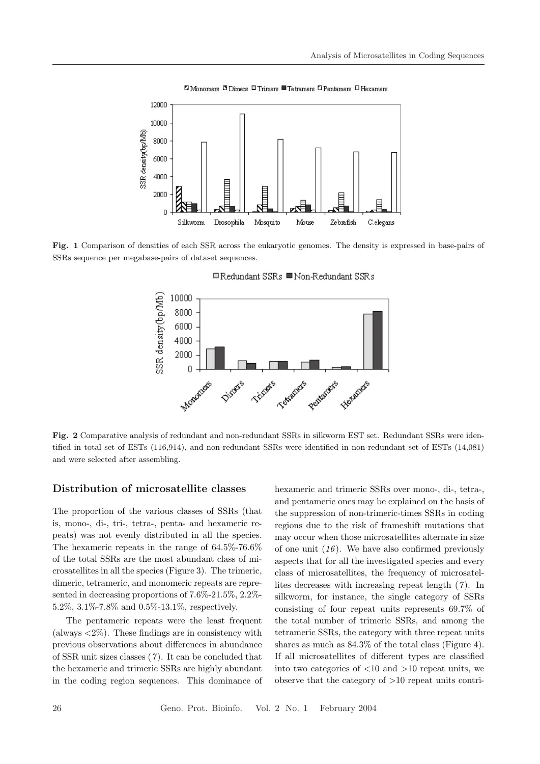**Fig. 1** Comparison of densities of each SSR across the eukaryotic genomes. The density is expressed in base-pairs of SSRs sequence per megabase-pairs of dataset sequences.

**Fig. 2** Comparative analysis of redundant and non-redundant SSRs in silkworm EST set. Redundant SSRs were identified in total set of ESTs (116,914), and non-redundant SSRs were identified in non-redundant set of ESTs (14,081) and were selected after assembling.

### Distribution of microsatellite classes

The proportion of the various classes of SSRs (that is, mono-, di-, tri-, tetra-, penta- and hexameric repeats) was not evenly distributed in all the species. The hexameric repeats in the range of 64.5%-76.6% of the total SSRs are the most abundant class of microsatellites in all the species (Figure 3). The trimeric, dimeric, tetrameric, and monomeric repeats are represented in decreasing proportions of 7.6%-21.5%, 2.2%-5.2%, 3.1%-7.8% and 0.5%-13.1%, respectively.

The pentameric repeats were the least frequent (always <2%). These findings are in consistency with previous observations about differences in abundance of SSR unit sizes classes (*7*). It can be concluded that the hexameric and trimeric SSRs are highly abundant in the coding region sequences. This dominance of hexameric and trimeric SSRs over mono-, di-, tetra-, and pentameric ones may be explained on the basis of the suppression of non-trimeric-times SSRs in coding regions due to the risk of frameshift mutations that may occur when those microsatellites alternate in size of one unit (*16*). We have also confirmed previously aspects that for all the investigated species and every class of microsatellites, the frequency of microsatellites decreases with increasing repeat length (*7*). In silkworm, for instance, the single category of SSRs consisting of four repeat units represents 69.7% of the total number of trimeric SSRs, and among the tetrameric SSRs, the category with three repeat units shares as much as 84.3% of the total class (Figure 4). If all microsatellites of different types are classified into two categories of <10 and >10 repeat units, we observe that the category of >10 repeat units contri-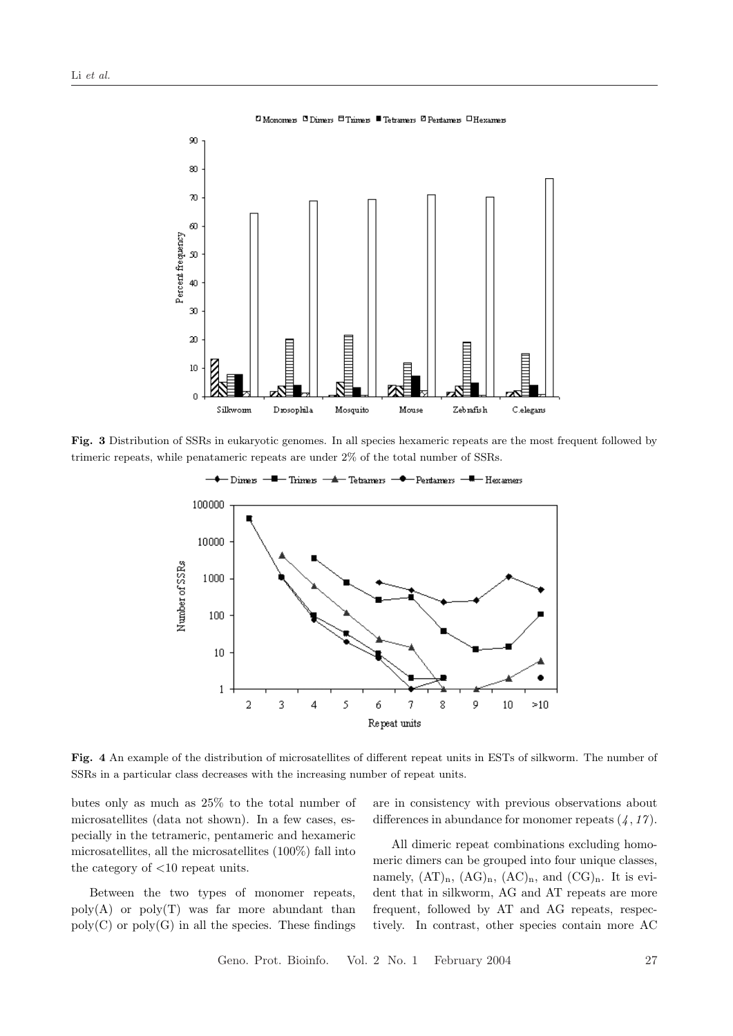**Fig. 3** Distribution of SSRs in eukaryotic genomes. In all species hexameric repeats are the most frequent followed by trimeric repeats, while penatameric repeats are under 2% of the total number of SSRs.

**Fig. 4** An example of the distribution of microsatellites of different repeat units in ESTs of silkworm. The number of SSRs in a particular class decreases with the increasing number of repeat units.

butes only as much as 25% to the total number of microsatellites (data not shown). In a few cases, especially in the tetrameric, pentameric and hexameric microsatellites, all the microsatellites (100%) fall into the category of <10 repeat units.

Between the two types of monomer repeats, poly(A) or poly(T) was far more abundant than poly(C) or poly(G) in all the species. These findings are in consistency with previous observations about differences in abundance for monomer repeats (*4*, *17*).

All dimeric repeat combinations excluding homomeric dimers can be grouped into four unique classes, namely, $(AT)_n$, $(AG)_n$, $(AC)_n$, and $(CG)_n$. It is evident that in silkworm, AG and AT repeats are more frequent, followed by AT and AG repeats, respectively. In contrast, other species contain more AC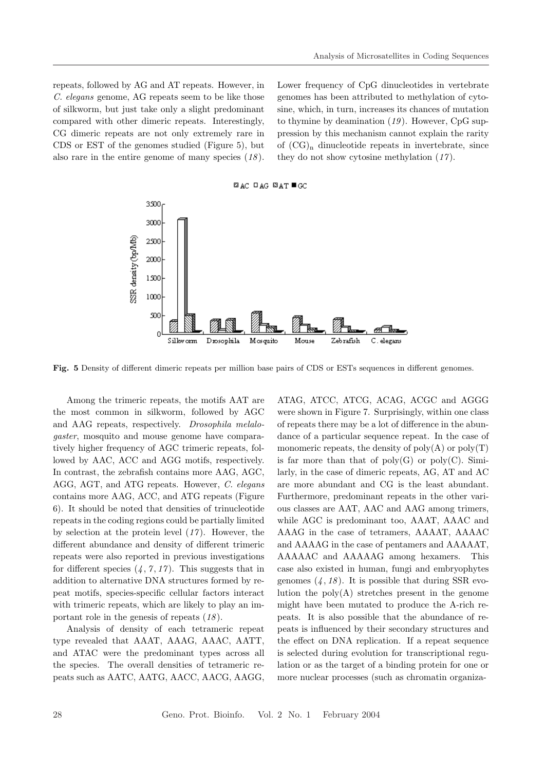repeats, followed by AG and AT repeats. However, in *C. elegans* genome, AG repeats seem to be like those of silkworm, but just take only a slight predominant compared with other dimeric repeats. Interestingly, CG dimeric repeats are not only extremely rare in CDS or EST of the genomes studied (Figure 5), but also rare in the entire genome of many species (*18*). Lower frequency of CpG dinucleotides in vertebrate genomes has been attributed to methylation of cytosine, which, in turn, increases its chances of mutation to thymine by deamination (*19*). However, CpG suppression by this mechanism cannot explain the rarity of $(CG)_n$ dinucleotide repeats in invertebrate, since they do not show cytosine methylation (*17*).

**Fig. 5** Density of different dimeric repeats per million base pairs of CDS or ESTs sequences in different genomes.

Among the trimeric repeats, the motifs AAT are the most common in silkworm, followed by AGC and AAG repeats, respectively. *Drosophila melalogaster*, mosquito and mouse genome have comparatively higher frequency of AGC trimeric repeats, followed by AAC, ACC and AGG motifs, respectively. In contrast, the zebrafish contains more AAG, AGC, AGG, AGT, and ATG repeats. However, *C. elegans* contains more AAG, ACC, and ATG repeats (Figure 6). It should be noted that densities of trinucleotide repeats in the coding regions could be partially limited by selection at the protein level (*17*). However, the different abundance and density of different trimeric repeats were also reported in previous investigations for different species (*4*, *7*, *17*). This suggests that in addition to alternative DNA structures formed by repeat motifs, species-specific cellular factors interact with trimeric repeats, which are likely to play an important role in the genesis of repeats (*18*).

Analysis of density of each tetrameric repeat type revealed that AAAT, AAAG, AAAC, AATT, and ATAC were the predominant types across all the species. The overall densities of tetrameric repeats such as AATC, AATG, AACC, AACG, AAGG, ATAG, ATCC, ATCG, ACAG, ACGC and AGGG were shown in Figure 7. Surprisingly, within one class of repeats there may be a lot of difference in the abundance of a particular sequence repeat. In the case of monomeric repeats, the density of poly(A) or poly(T) is far more than that of poly(G) or poly(C). Similarly, in the case of dimeric repeats, AG, AT and AC are more abundant and CG is the least abundant. Furthermore, predominant repeats in the other various classes are AAT, AAC and AAG among trimers, while AGC is predominant too, AAAT, AAAC and AAAG in the case of tetramers, AAAAT, AAAAC and AAAAG in the case of pentamers and AAAAAT, AAAAAC and AAAAAG among hexamers. This case also existed in human, fungi and embryophytes genomes (*4*, *18*). It is possible that during SSR evolution the poly(A) stretches present in the genome might have been mutated to produce the A-rich repeats. It is also possible that the abundance of repeats is influenced by their secondary structures and the effect on DNA replication. If a repeat sequence is selected during evolution for transcriptional regulation or as the target of a binding protein for one or more nuclear processes (such as chromatin organiza-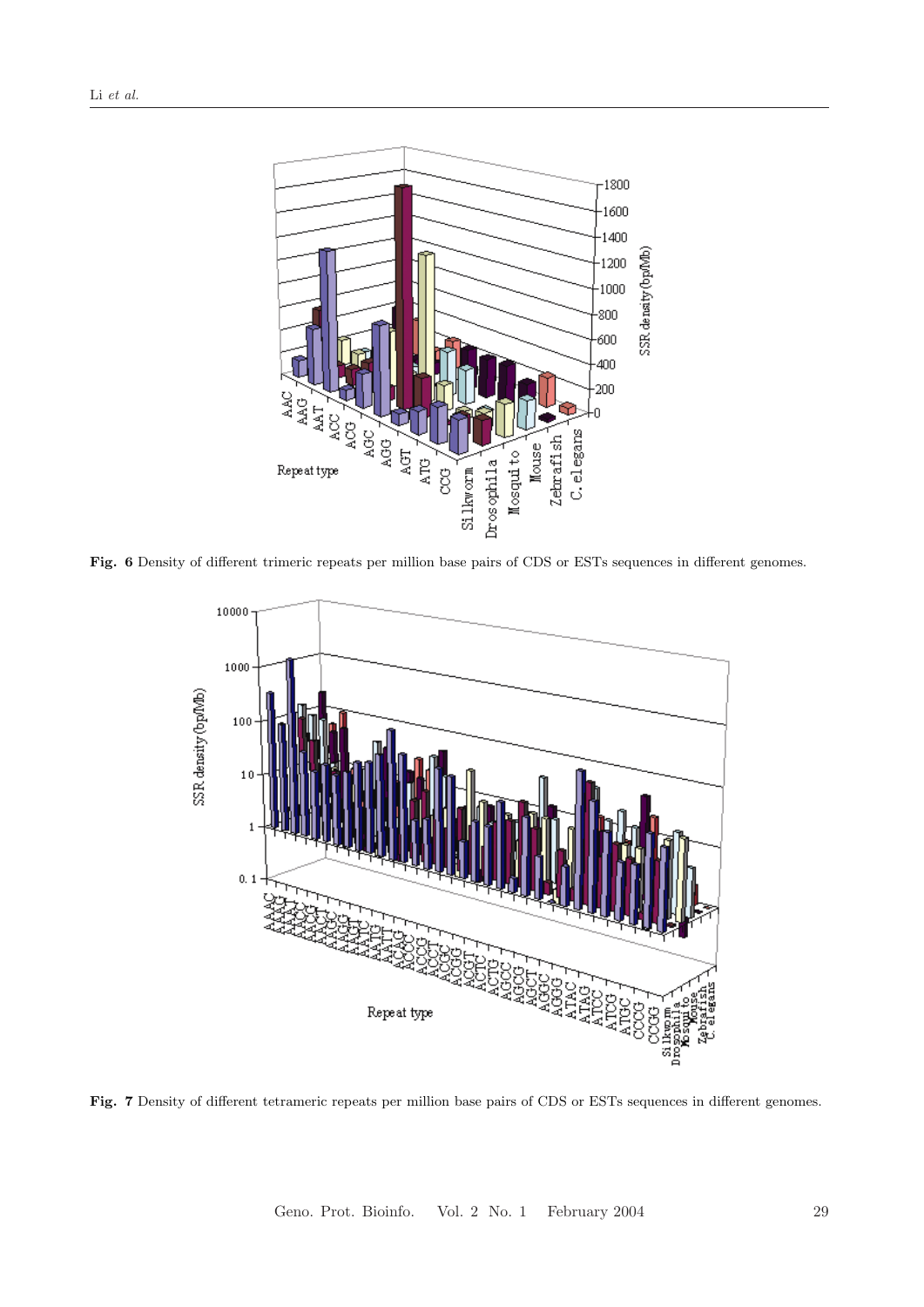Fig. 6 Density of different trimeric repeats per million base pairs of CDS or ESTs sequences in different genomes.

Fig. 7 Density of different tetrameric repeats per million base pairs of CDS or ESTs sequences in different genomes.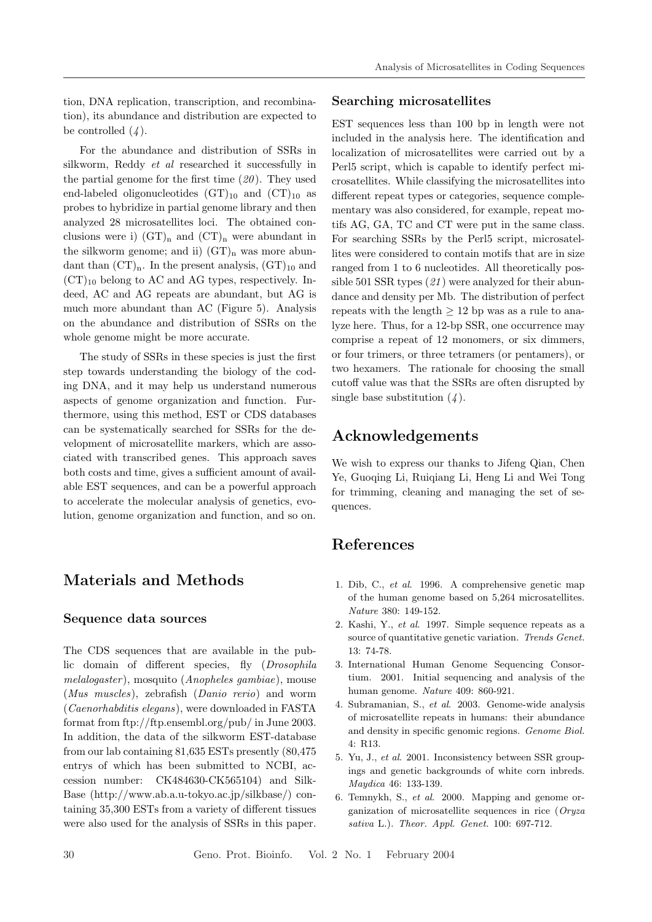tion, DNA replication, transcription, and recombination), its abundance and distribution are expected to be controlled (*4*).

For the abundance and distribution of SSRs in silkworm, Reddy *et al* researched it successfully in the partial genome for the first time (*20*). They used end-labeled oligonucleotides $(GT)_{10}$ and $(CT)_{10}$ as probes to hybridize in partial genome library and then analyzed 28 microsatellites loci. The obtained conclusions were i) $(GT)_n$ and $(CT)_n$ were abundant in the silkworm genome; and ii) $(GT)_n$ was more abundant than $(CT)_n$. In the present analysis, $(GT)_{10}$ and $(CT)_{10}$ belong to AC and AG types, respectively. Indeed, AC and AG repeats are abundant, but AG is much more abundant than AC (Figure 5). Analysis on the abundance and distribution of SSRs on the whole genome might be more accurate.

The study of SSRs in these species is just the first step towards understanding the biology of the coding DNA, and it may help us understand numerous aspects of genome organization and function. Furthermore, using this method, EST or CDS databases can be systematically searched for SSRs for the development of microsatellite markers, which are associated with transcribed genes. This approach saves both costs and time, gives a sufficient amount of available EST sequences, and can be a powerful approach to accelerate the molecular analysis of genetics, evolution, genome organization and function, and so on.

# Materials and Methods

### Sequence data sources

The CDS sequences that are available in the public domain of different species, fly (*Drosophila melalogaster*), mosquito (*Anopheles gambiae*), mouse (*Mus muscles*), zebrafish (*Danio rerio*) and worm (*Caenorhabditis elegans*), were downloaded in FASTA format from ftp://ftp.ensembl.org/pub/ in June 2003. In addition, the data of the silkworm EST-database from our lab containing 81,635 ESTs presently (80,475 entrys of which has been submitted to NCBI, accession number: CK484630-CK565104) and SilkBase (http://www.ab.a.u-tokyo.ac.jp/silkbase/) containing 35,300 ESTs from a variety of different tissues were also used for the analysis of SSRs in this paper.

### Searching microsatellites

EST sequences less than 100 bp in length were not included in the analysis here. The identification and localization of microsatellites were carried out by a Perl5 script, which is capable to identify perfect microsatellites. While classifying the microsatellites into different repeat types or categories, sequence complementary was also considered, for example, repeat motifs AG, GA, TC and CT were put in the same class. For searching SSRs by the Perl5 script, microsatellites were considered to contain motifs that are in size ranged from 1 to 6 nucleotides. All theoretically possible 501 SSR types (*21*) were analyzed for their abundance and density per Mb. The distribution of perfect repeats with the length $\geq 12$ bp was as a rule to analyze here. Thus, for a 12-bp SSR, one occurrence may comprise a repeat of 12 monomers, or six dimmers, or four trimers, or three tetramers (or pentamers), or two hexamers. The rationale for choosing the small cutoff value was that the SSRs are often disrupted by single base substitution (*4*).

# Acknowledgements

We wish to express our thanks to Jifeng Qian, Chen Ye, Guoqing Li, Ruiqiang Li, Heng Li and Wei Tong for trimming, cleaning and managing the set of sequences.

# References

1. Dib, C., *et al*. 1996. A comprehensive genetic map of the human genome based on 5,264 microsatellites. *Nature* 380: 149-152.
2. Kashi, Y., *et al*. 1997. Simple sequence repeats as a source of quantitative genetic variation. *Trends Genet.* 13: 74-78.
3. International Human Genome Sequencing Consortium. 2001. Initial sequencing and analysis of the human genome. *Nature* 409: 860-921.
4. Subramanian, S., *et al*. 2003. Genome-wide analysis of microsatellite repeats in humans: their abundance and density in specific genomic regions. *Genome Biol.* 4: R13.
5. Yu, J., *et al*. 2001. Inconsistency between SSR groupings and genetic backgrounds of white corn inbreds. *Maydica* 46: 133-139.
6. Temnykh, S., *et al*. 2000. Mapping and genome organization of microsatellite sequences in rice (*Oryza sativa* L.). *Theor. Appl. Genet.* 100: 697-712.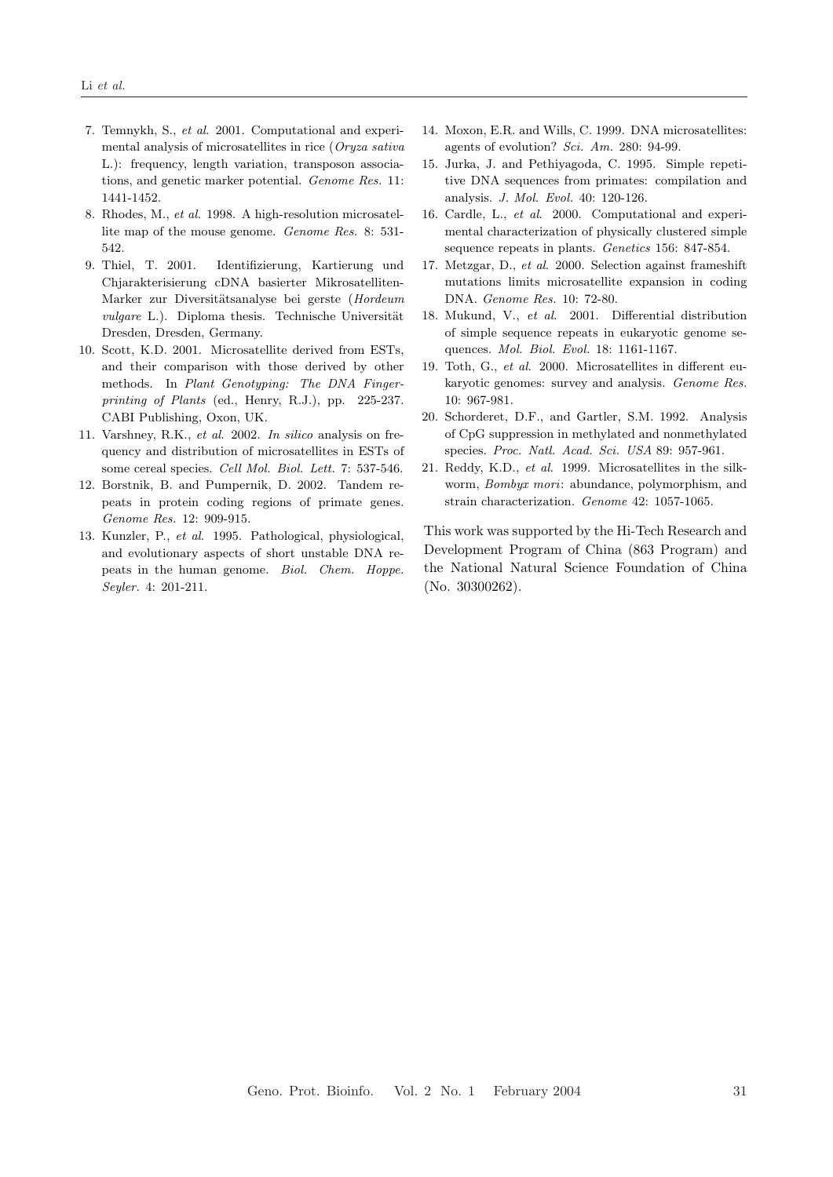7. Temnykh, S., *et al*. 2001. Computational and experimental analysis of microsatellites in rice (*Oryza sativa* L.): frequency, length variation, transposon associations, and genetic marker potential. *Genome Res.* 11: 1441-1452.
8. Rhodes, M., *et al*. 1998. A high-resolution microsatellite map of the mouse genome. *Genome Res.* 8: 531-542.
9. Thiel, T. 2001. Identifizierung, Kartierung und Chjarakterisierung cDNA basierter Mikrosatelliten-Marker zur Diversitätsanalyse bei gerste (*Hordeum vulgare* L.). Diploma thesis. Technische Universität Dresden, Dresden, Germany.
10. Scott, K.D. 2001. Microsatellite derived from ESTs, and their comparison with those derived by other methods. In *Plant Genotyping: The DNA Fingerprinting of Plants* (ed., Henry, R.J.), pp. 225-237. CABI Publishing, Oxon, UK.
11. Varshney, R.K., *et al*. 2002. *In silico* analysis on frequency and distribution of microsatellites in ESTs of some cereal species. *Cell Mol. Biol. Lett.* 7: 537-546.
12. Borstnik, B. and Pumpernik, D. 2002. Tandem repeats in protein coding regions of primate genes. *Genome Res.* 12: 909-915.
13. Kunzler, P., *et al*. 1995. Pathological, physiological, and evolutionary aspects of short unstable DNA repeats in the human genome. *Biol. Chem. Hoppe. Seyler.* 4: 201-211.
14. Moxon, E.R. and Wills, C. 1999. DNA microsatellites: agents of evolution? *Sci. Am.* 280: 94-99.
15. Jurka, J. and Pethiyagoda, C. 1995. Simple repetitive DNA sequences from primates: compilation and analysis. *J. Mol. Evol.* 40: 120-126.
16. Cardle, L., *et al*. 2000. Computational and experimental characterization of physically clustered simple sequence repeats in plants. *Genetics* 156: 847-854.
17. Metzgar, D., *et al*. 2000. Selection against frameshift mutations limits microsatellite expansion in coding DNA. *Genome Res.* 10: 72-80.
18. Mukund, V., *et al*. 2001. Differential distribution of simple sequence repeats in eukaryotic genome sequences. *Mol. Biol. Evol.* 18: 1161-1167.
19. Toth, G., *et al*. 2000. Microsatellites in different eukaryotic genomes: survey and analysis. *Genome Res.* 10: 967-981.
20. Schorderet, D.F., and Gartler, S.M. 1992. Analysis of CpG suppression in methylated and nonmethylated species. *Proc. Natl. Acad. Sci. USA* 89: 957-961.
21. Reddy, K.D., *et al*. 1999. Microsatellites in the silkworm, *Bombyx mori*: abundance, polymorphism, and strain characterization. *Genome* 42: 1057-1065.

This work was supported by the Hi-Tech Research and Development Program of China (863 Program) and the National Natural Science Foundation of China (No. 30300262).